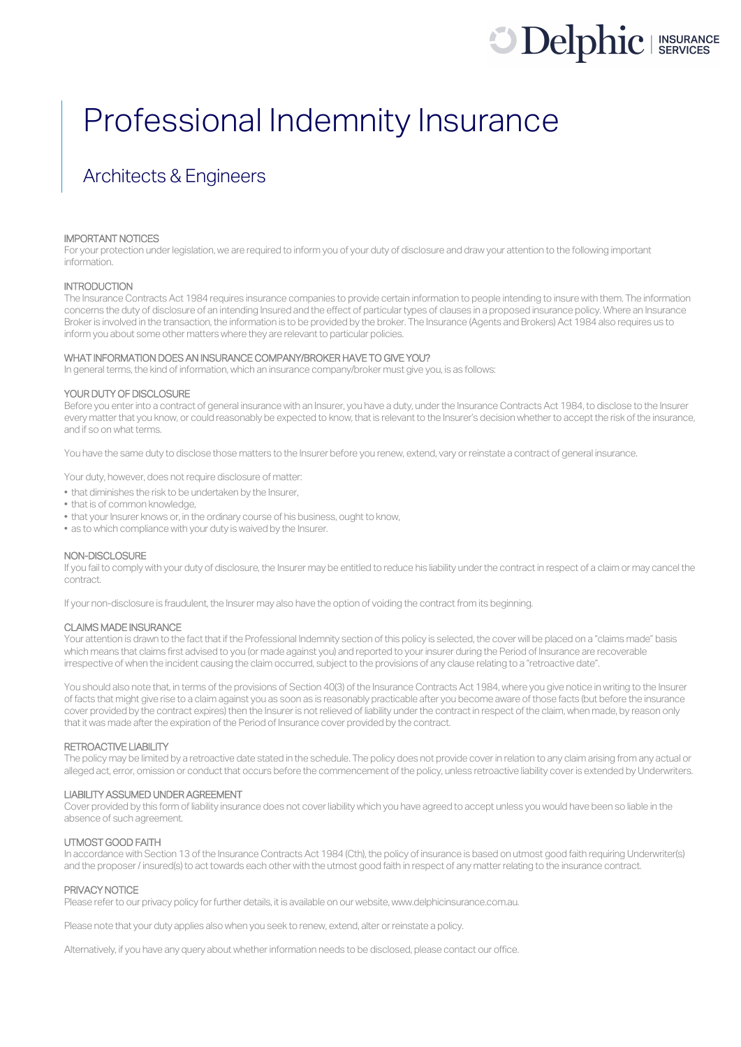# Professional Indemnity Insurance

## Architects & Engineers

### IMPORTANT NOTICES

For your protection under legislation, we are required to inform you of your duty of disclosure and draw your attention to the following important information.

### INTRODUCTION

The Insurance Contracts Act 1984 requires insurance companies to provide certain information to people intending to insure with them. The information concerns the duty of disclosure of an intending Insured and the effect of particular types of clauses in a proposed insurance policy. Where an Insurance Broker is involved in the transaction, the information is to be provided by the broker. The Insurance (Agents and Brokers) Act 1984 also requires us to inform you about some other matters where they are relevant to particular policies.

### WHAT INFORMATION DOES AN INSURANCE COMPANY/BROKER HAVE TO GIVE YOU?

In general terms, the kind of information, which an insurance company/broker must give you, is as follows:

### YOUR DUTY OF DISCLOSURE

Before you enter into a contract of general insurance with an Insurer, you have a duty, under the Insurance Contracts Act 1984, to disclose to the Insurer every matter that you know, or could reasonably be expected to know, that is relevant to the Insurer's decision whether to accept the risk of the insurance, and if so on what terms.

You have the same duty to disclose those matters to the Insurer before you renew, extend, vary or reinstate a contract of general insurance.

Your duty, however, does not require disclosure of matter:

- that diminishes the risk to be undertaken by the Insurer,
- that is of common knowledge,
- that your Insurer knows or, in the ordinary course of his business, ought to know,
- as to which compliance with your duty is waived by the Insurer.

### NON-DISCLOSURE

If you fail to comply with your duty of disclosure, the Insurer may be entitled to reduce his liability under the contract in respect of a claim or may cancel the contract.

If your non-disclosure is fraudulent, the Insurer may also have the option of voiding the contract from its beginning.

### CLAIMS MADE INSURANCE

Your attention is drawn to the fact that if the Professional Indemnity section of this policy is selected, the cover will be placed on a "claims made" basis which means that claims first advised to you (or made against you) and reported to your insurer during the Period of Insurance are recoverable irrespective of when the incident causing the claim occurred, subject to the provisions of any clause relating to a "retroactive date".

You should also note that, in terms of the provisions of Section 40(3) of the Insurance Contracts Act 1984, where you give notice in writing to the Insurer of facts that might give rise to a claim against you as soon as is reasonably practicable after you become aware of those facts (but before the insurance cover provided by the contract expires) then the Insurer is not relieved of liability under the contract in respect of the claim, when made, by reason only that it was made after the expiration of the Period of Insurance cover provided by the contract.

### RETROACTIVE LIABILITY

The policy may be limited by a retroactive date stated in the schedule. The policy does not provide cover in relation to any claim arising from any actual or alleged act, error, omission or conduct that occurs before the commencement of the policy, unless retroactive liability cover is extended by Underwriters.

### LIABILITY ASSUMED UNDER AGREEMENT

Cover provided by this form of liability insurance does not cover liability which you have agreed to accept unless you would have been so liable in the absence of such agreement.

### UTMOST GOOD FAITH

In accordance with Section 13 of the Insurance Contracts Act 1984 (Cth), the policy of insurance is based on utmost good faith requiring Underwriter(s) and the proposer / insured(s) to act towards each other with the utmost good faith in respect of any matter relating to the insurance contract.

### PRIVACY NOTICE

Please refer to our privacy policy for further details, it is available on our website, www.delphicinsurance.com.au.

Please note that your duty applies also when you seek to renew, extend, alter or reinstate a policy.

Alternatively, if you have any query about whether information needs to be disclosed, please contact our office.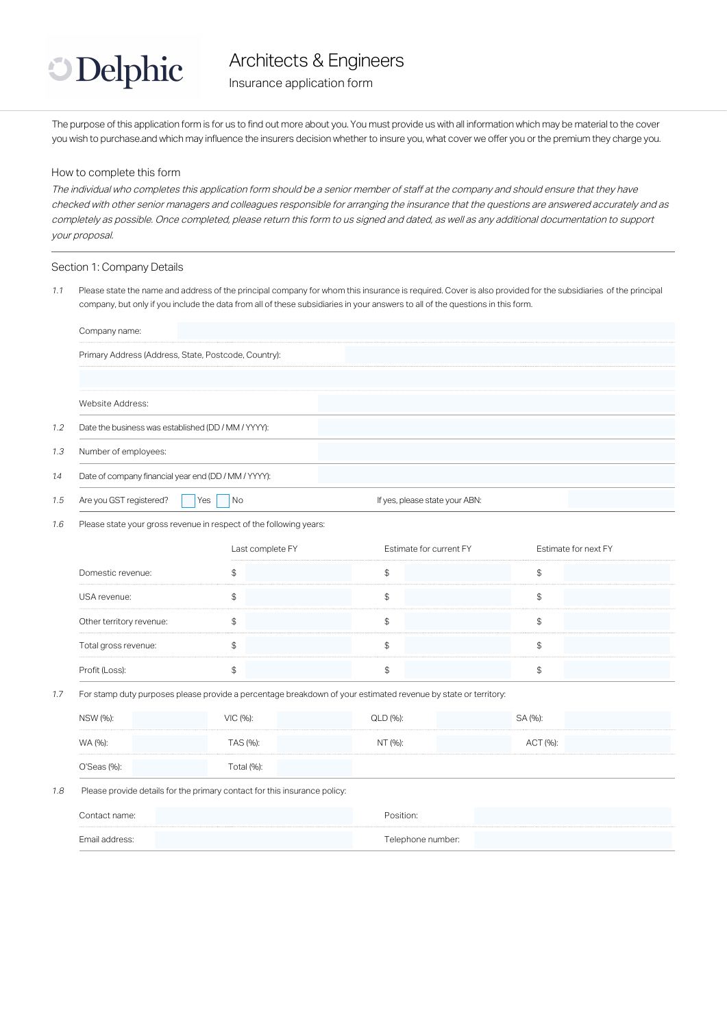# Delphic

## Architects & Engineers

Insurance application form

The purpose of this application form is for us to find out more about you. You must provide us with all information which may be material to the cover you wish to purchase.and which may influence the insurers decision whether to insure you, what cover we offer you or the premium they charge you.

### How to complete this form

*The individual who completes this application form should be a senior member of staff at the company and should ensure that they have checked with other senior managers and colleagues responsible for arranging the insurance that the questions are answered accurately and as completely as possible. Once completed, please return this form to us signed and dated, as well as any additional documentation to support your proposal.*

---

### Section 1: Company Details

1.1 Please state the name and address of the principal company for whom this insurance is required. Cover is also provided for the subsidiaries of the principal company, but only if you include the data from all of these subsidiaries in your answers to all of the questions in this form.

Company name:

Primary Address (Address, State, Postcode, Country):

Website Address:

1.2 Date the business was established (DD / MM / YYYY):

1.3 Number of employees:

14 Date of company financial year end (DD / MM / YYYY):

1.5 Are you GST registered? ☐ Yes ☐ No If yes, please state your ABN:

1.6 Please state your gross revenue in respect of the following years:

| | Last complete FY | Estimate for current FY | Estimate for next FY |
|---|---|---|---|
| Domestic revenue: | $ | $ | $ |
| USA revenue: | $ | $ | $ |
| Other territory revenue: | $ | $ | $ |
| Total gross revenue: | $ | $ | $ |
| Profit (Loss): | $ | $ | $ |

1.7 For stamp duty purposes please provide a percentage breakdown of your estimated revenue by state or territory:

| | | | | | | | |
|---|---|---|---|---|---|---|---|
| NSW (%): | | VIC (%): | | QLD (%): | | SA (%): | |
| WA (%): | | TAS (%): | | NT (%): | | ACT (%): | |
| O'Seas (%): | | Total (%): | | | | | |

1.8 Please provide details for the primary contact for this insurance policy:

| | | | |
|---|---|---|---|
| Contact name: | | Position: | |
| Email address: | | Telephone number: | |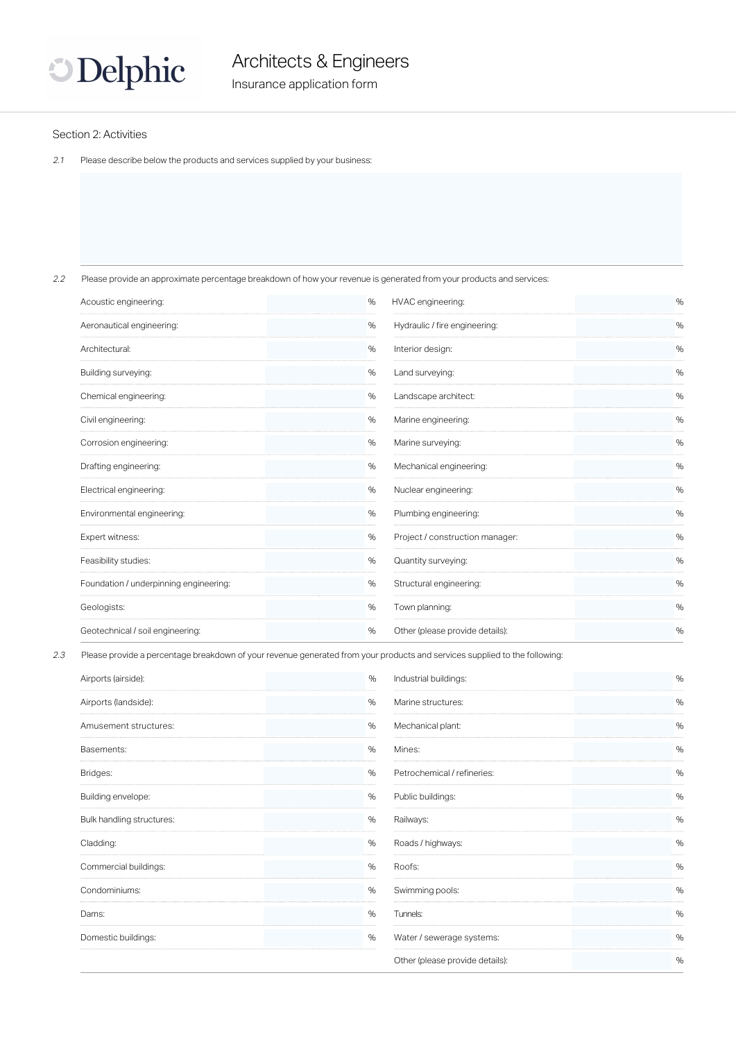# Architects & Engineers

Insurance application form

## Section 2: Activities

*2.1* Please describe below the products and services supplied by your business:

&nbsp;

*2.2* Please provide an approximate percentage breakdown of how your revenue is generated from your products and services:

| | | | |
|---|---|---|---|
| Acoustic engineering: | % | HVAC engineering: | % |
| Aeronautical engineering: | % | Hydraulic / fire engineering: | % |
| Architectural: | % | Interior design: | % |
| Building surveying: | % | Land surveying: | % |
| Chemical engineering: | % | Landscape architect: | % |
| Civil engineering: | % | Marine engineering: | % |
| Corrosion engineering: | % | Marine surveying: | % |
| Drafting engineering: | % | Mechanical engineering: | % |
| Electrical engineering: | % | Nuclear engineering: | % |
| Environmental engineering: | % | Plumbing engineering: | % |
| Expert witness: | % | Project / construction manager: | % |
| Feasibility studies: | % | Quantity surveying: | % |
| Foundation / underpinning engineering: | % | Structural engineering: | % |
| Geologists: | % | Town planning: | % |
| Geotechnical / soil engineering: | % | Other (please provide details): | % |

*2.3* Please provide a percentage breakdown of your revenue generated from your products and services supplied to the following:

| | | | |
|---|---|---|---|
| Airports (airside): | % | Industrial buildings: | % |
| Airports (landside): | % | Marine structures: | % |
| Amusement structures: | % | Mechanical plant: | % |
| Basements: | % | Mines: | % |
| Bridges: | % | Petrochemical / refineries: | % |
| Building envelope: | % | Public buildings: | % |
| Bulk handling structures: | % | Railways: | % |
| Cladding: | % | Roads / highways: | % |
| Commercial buildings: | % | Roofs: | % |
| Condominiums: | % | Swimming pools: | % |
| Dams: | % | Tunnels: | % |
| Domestic buildings: | % | Water / sewerage systems: | % |
| | | Other (please provide details): | % |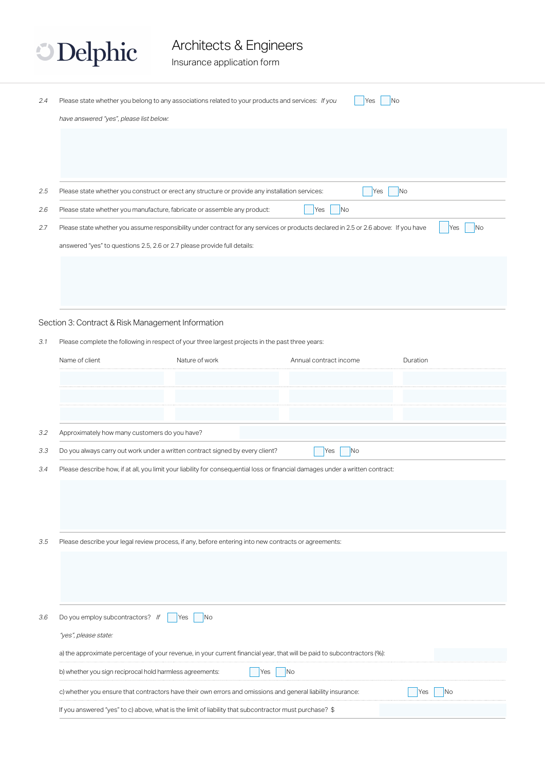2.4 Please state whether you belong to any associations related to your products and services: *If you have answered "yes", please list below:* ☐ Yes ☐ No

2.5 Please state whether you construct or erect any structure or provide any installation services: ☐ Yes ☐ No

2.6 Please state whether you manufacture, fabricate or assemble any product: ☐ Yes ☐ No

2.7 Please state whether you assume responsibility under contract for any services or products declared in 2.5 or 2.6 above: If you have answered "yes" to questions 2.5, 2.6 or 2.7 please provide full details: ☐ Yes ☐ No

## Section 3: Contract & Risk Management Information

3.1 Please complete the following in respect of your three largest projects in the past three years:

| Name of client | Nature of work | Annual contract income | Duration |
|---|---|---|---|
| | | | |
| | | | |
| | | | |

3.2 Approximately how many customers do you have?

3.3 Do you always carry out work under a written contract signed by every client? ☐ Yes ☐ No

3.4 Please describe how, if at all, you limit your liability for consequential loss or financial damages under a written contract:

3.5 Please describe your legal review process, if any, before entering into new contracts or agreements:

3.6 Do you employ subcontractors? *If "yes", please state:* ☐ Yes ☐ No

a) the approximate percentage of your revenue, in your current financial year, that will be paid to subcontractors (%):

b) whether you sign reciprocal hold harmless agreements: ☐ Yes ☐ No

c) whether you ensure that contractors have their own errors and omissions and general liability insurance: ☐ Yes ☐ No

If you answered "yes" to c) above, what is the limit of liability that subcontractor must purchase? $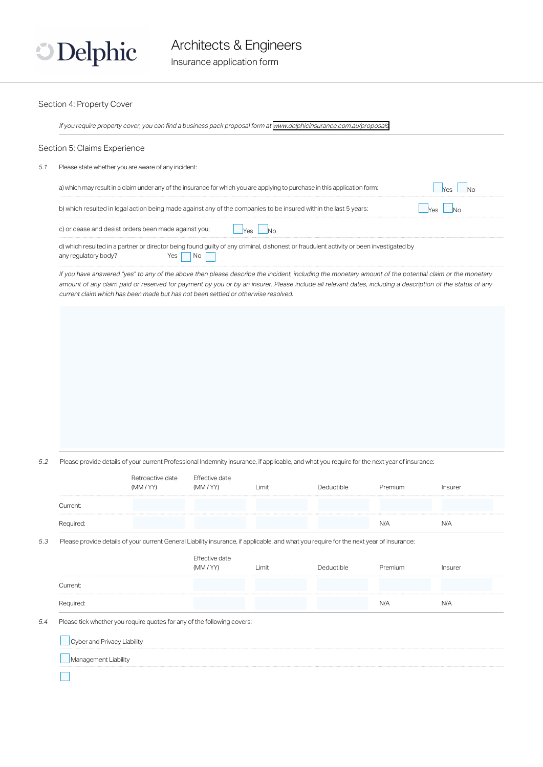# Architects & Engineers

Insurance application form

## Section 4: Property Cover

*If you require property cover, you can find a business pack proposal form at www.delphicinsurance.com.au/proposals*

## Section 5: Claims Experience

5.1 Please state whether you are aware of any incident:

a) which may result in a claim under any of the insurance for which you are applying to purchase in this application form: ☐ Yes ☐ No

b) which resulted in legal action being made against any of the companies to be insured within the last 5 years: ☐ Yes ☐ No

c) or cease and desist orders been made against you; ☐ Yes ☐ No

d) which resulted in a partner or director being found guilty of any criminal, dishonest or fraudulent activity or been investigated by any regulatory body? Yes ☐ No ☐

*If you have answered "yes" to any of the above then please describe the incident, including the monetary amount of the potential claim or the monetary amount of any claim paid or reserved for payment by you or by an insurer. Please include all relevant dates, including a description of the status of any current claim which has been made but has not been settled or otherwise resolved.*

5.2 Please provide details of your current Professional Indemnity insurance, if applicable, and what you require for the next year of insurance:

| | Retroactive date (MM / YY) | Effective date (MM / YY) | Limit | Deductible | Premium | Insurer |
|---|---|---|---|---|---|---|
| Current: | | | | | | |
| Required: | | | | | N/A | N/A |

5.3 Please provide details of your current General Liability insurance, if applicable, and what you require for the next year of insurance:

| | Effective date (MM / YY) | Limit | Deductible | Premium | Insurer |
|---|---|---|---|---|---|
| Current: | | | | | |
| Required: | | | | N/A | N/A |

5.4 Please tick whether you require quotes for any of the following covers:

☐ Cyber and Privacy Liability

☐ Management Liability

☐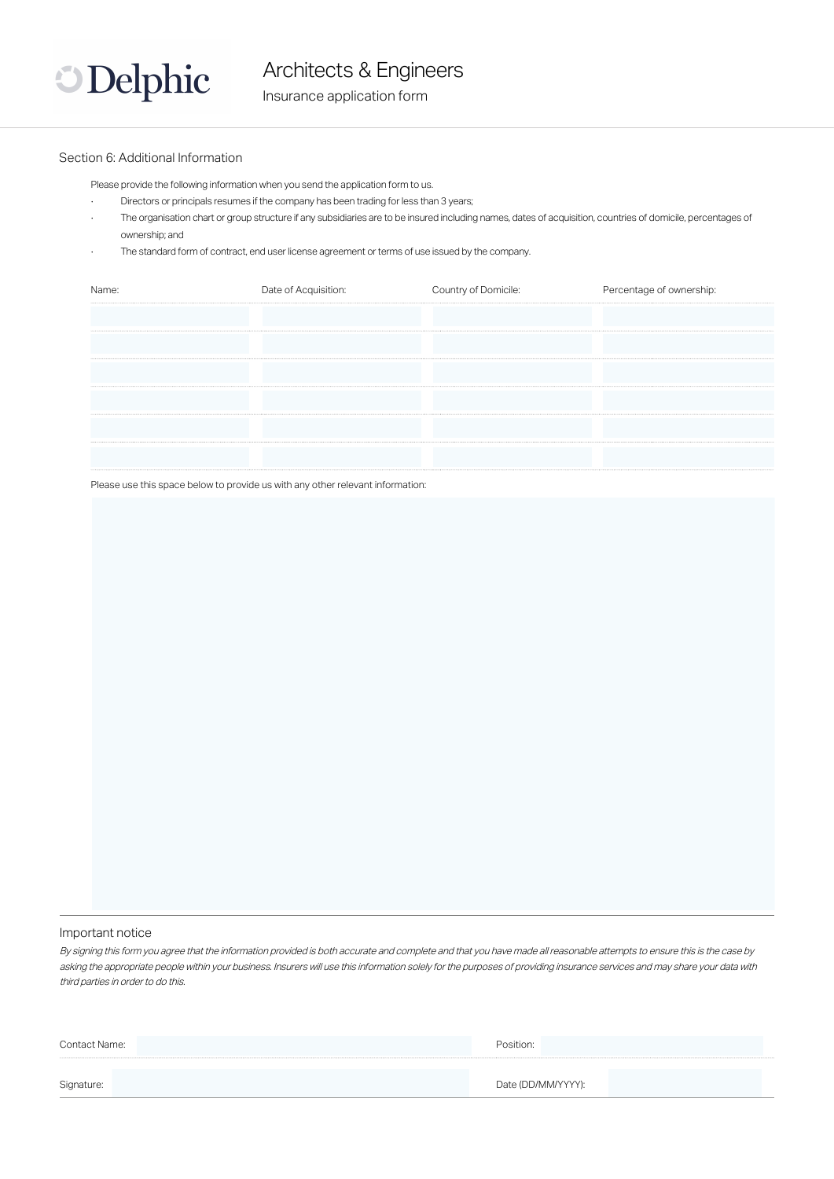## Section 6: Additional Information

Please provide the following information when you send the application form to us.

- Directors or principals resumes if the company has been trading for less than 3 years;
- The organisation chart or group structure if any subsidiaries are to be insured including names, dates of acquisition, countries of domicile, percentages of ownership; and
- The standard form of contract, end user license agreement or terms of use issued by the company.

| Name: | Date of Acquisition: | Country of Domicile: | Percentage of ownership: |
|---|---|---|---|
| | | | |
| | | | |
| | | | |
| | | | |
| | | | |
| | | | |

Please use this space below to provide us with any other relevant information:

### Important notice

*By signing this form you agree that the information provided is both accurate and complete and that you have made all reasonable attempts to ensure this is the case by asking the appropriate people within your business. Insurers will use this information solely for the purposes of providing insurance services and may share your data with third parties in order to do this.*

Contact Name:

Position:

Signature:

Date (DD/MM/YYYY):